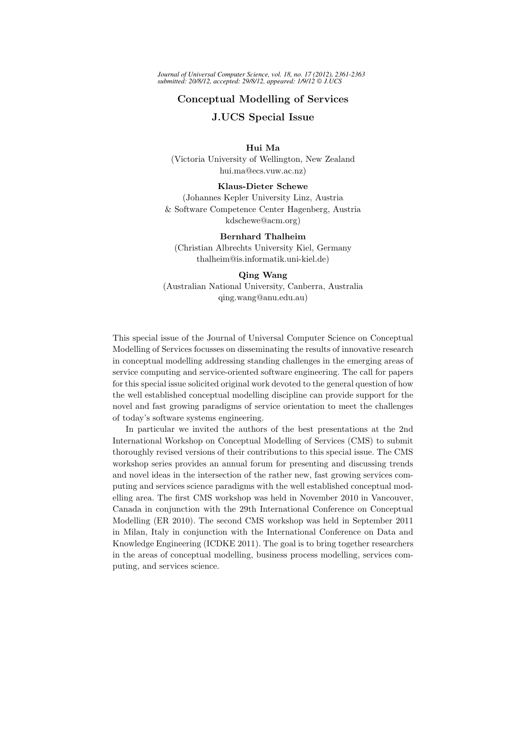# Conceptual Modelling of Services

## J.UCS Special Issue

**Hui Ma**
(Victoria University of Wellington, New Zealand
hui.ma@ecs.vuw.ac.nz)

**Klaus-Dieter Schewe**
(Johannes Kepler University Linz, Austria
& Software Competence Center Hagenberg, Austria
kdschewe@acm.org)

**Bernhard Thalheim**
(Christian Albrechts University Kiel, Germany
thalheim@is.informatik.uni-kiel.de)

**Qing Wang**
(Australian National University, Canberra, Australia
qing.wang@anu.edu.au)

This special issue of the Journal of Universal Computer Science on Conceptual Modelling of Services focusses on disseminating the results of innovative research in conceptual modelling addressing standing challenges in the emerging areas of service computing and service-oriented software engineering. The call for papers for this special issue solicited original work devoted to the general question of how the well established conceptual modelling discipline can provide support for the novel and fast growing paradigms of service orientation to meet the challenges of today's software systems engineering.

In particular we invited the authors of the best presentations at the 2nd International Workshop on Conceptual Modelling of Services (CMS) to submit thoroughly revised versions of their contributions to this special issue. The CMS workshop series provides an annual forum for presenting and discussing trends and novel ideas in the intersection of the rather new, fast growing services computing and services science paradigms with the well established conceptual modelling area. The first CMS workshop was held in November 2010 in Vancouver, Canada in conjunction with the 29th International Conference on Conceptual Modelling (ER 2010). The second CMS workshop was held in September 2011 in Milan, Italy in conjunction with the International Conference on Data and Knowledge Engineering (ICDKE 2011). The goal is to bring together researchers in the areas of conceptual modelling, business process modelling, services computing, and services science.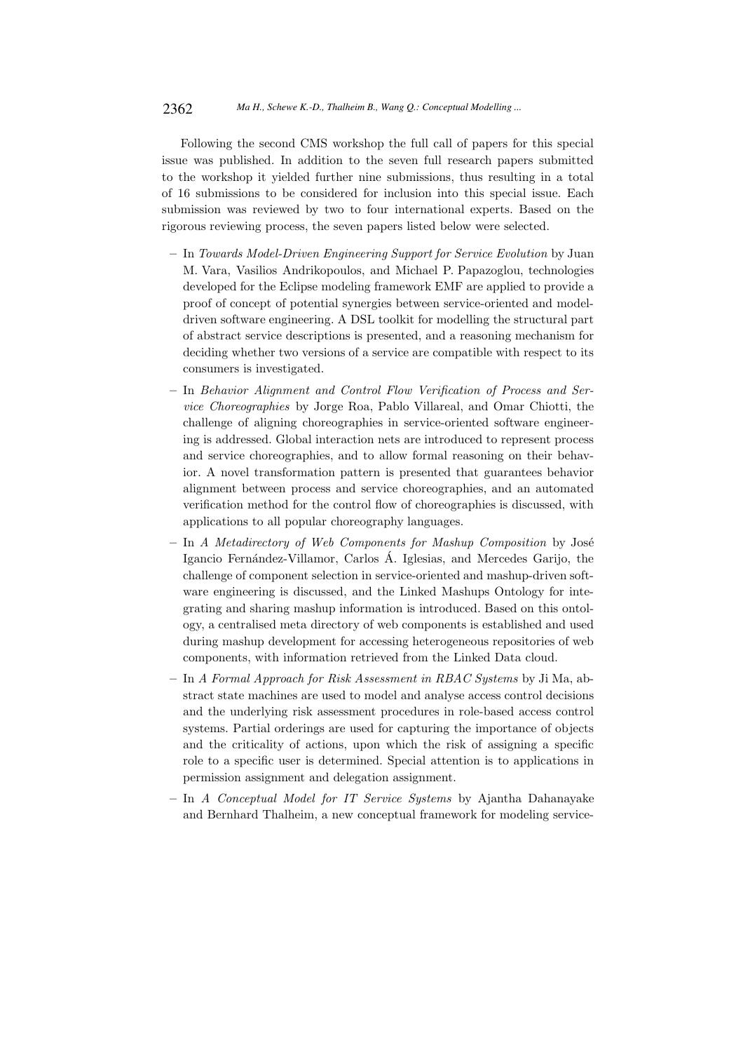Following the second CMS workshop the full call of papers for this special issue was published. In addition to the seven full research papers submitted to the workshop it yielded further nine submissions, thus resulting in a total of 16 submissions to be considered for inclusion into this special issue. Each submission was reviewed by two to four international experts. Based on the rigorous reviewing process, the seven papers listed below were selected.

- In *Towards Model-Driven Engineering Support for Service Evolution* by Juan M. Vara, Vasilios Andrikopoulos, and Michael P. Papazoglou, technologies developed for the Eclipse modeling framework EMF are applied to provide a proof of concept of potential synergies between service-oriented and model-driven software engineering. A DSL toolkit for modelling the structural part of abstract service descriptions is presented, and a reasoning mechanism for deciding whether two versions of a service are compatible with respect to its consumers is investigated.
- In *Behavior Alignment and Control Flow Verification of Process and Service Choreographies* by Jorge Roa, Pablo Villareal, and Omar Chiotti, the challenge of aligning choreographies in service-oriented software engineering is addressed. Global interaction nets are introduced to represent process and service choreographies, and to allow formal reasoning on their behavior. A novel transformation pattern is presented that guarantees behavior alignment between process and service choreographies, and an automated verification method for the control flow of choreographies is discussed, with applications to all popular choreography languages.
- In *A Metadirectory of Web Components for Mashup Composition* by José Igancio Fernández-Villamor, Carlos Á. Iglesias, and Mercedes Garijo, the challenge of component selection in service-oriented and mashup-driven software engineering is discussed, and the Linked Mashups Ontology for integrating and sharing mashup information is introduced. Based on this ontology, a centralised meta directory of web components is established and used during mashup development for accessing heterogeneous repositories of web components, with information retrieved from the Linked Data cloud.
- In *A Formal Approach for Risk Assessment in RBAC Systems* by Ji Ma, abstract state machines are used to model and analyse access control decisions and the underlying risk assessment procedures in role-based access control systems. Partial orderings are used for capturing the importance of objects and the criticality of actions, upon which the risk of assigning a specific role to a specific user is determined. Special attention is to applications in permission assignment and delegation assignment.
- In *A Conceptual Model for IT Service Systems* by Ajantha Dahanayake and Bernhard Thalheim, a new conceptual framework for modeling service-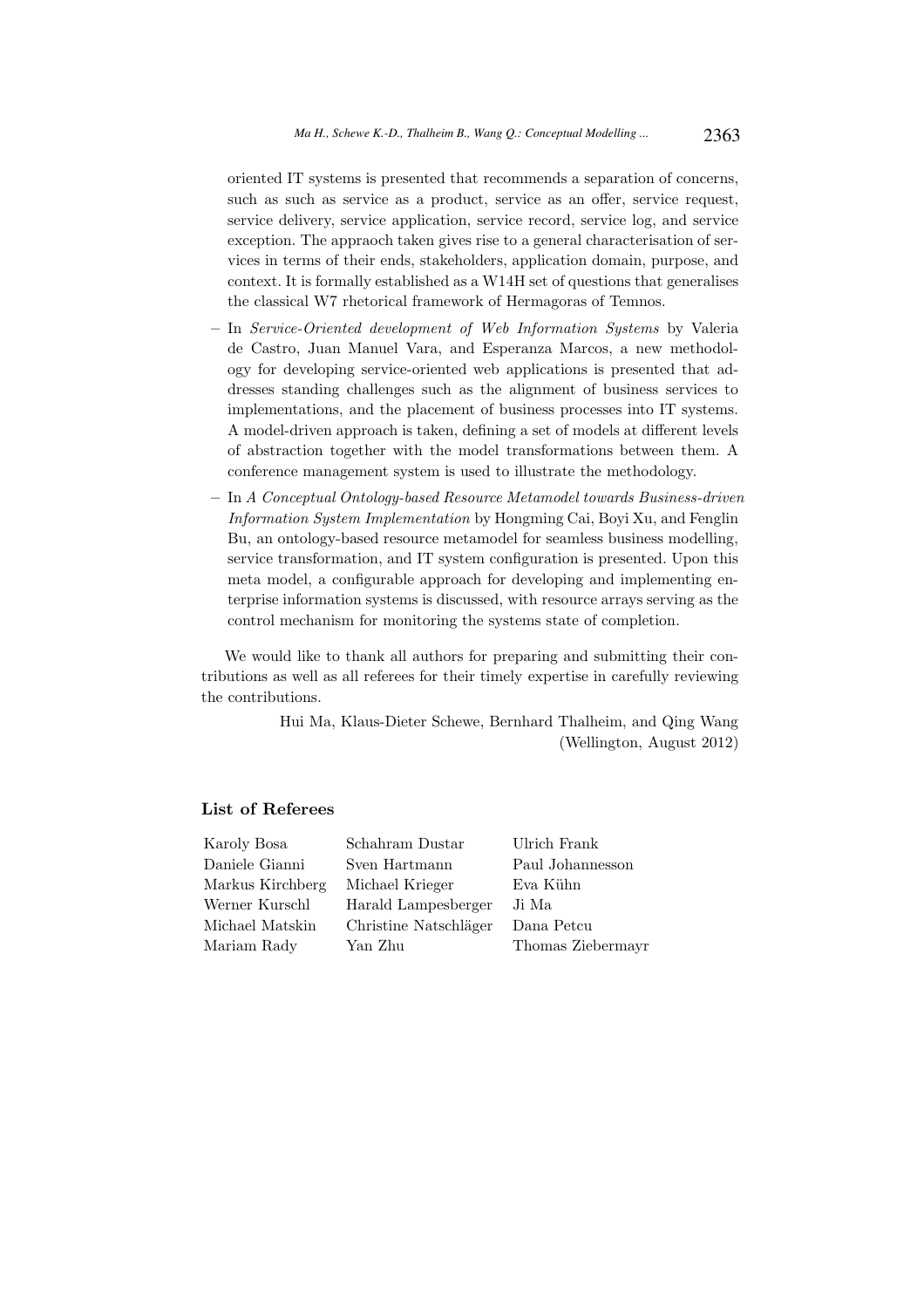oriented IT systems is presented that recommends a separation of concerns, such as such as service as a product, service as an offer, service request, service delivery, service application, service record, service log, and service exception. The appraoch taken gives rise to a general characterisation of services in terms of their ends, stakeholders, application domain, purpose, and context. It is formally established as a W14H set of questions that generalises the classical W7 rhetorical framework of Hermagoras of Temnos.

- In *Service-Oriented development of Web Information Systems* by Valeria de Castro, Juan Manuel Vara, and Esperanza Marcos, a new methodology for developing service-oriented web applications is presented that addresses standing challenges such as the alignment of business services to implementations, and the placement of business processes into IT systems. A model-driven approach is taken, defining a set of models at different levels of abstraction together with the model transformations between them. A conference management system is used to illustrate the methodology.
- In *A Conceptual Ontology-based Resource Metamodel towards Business-driven Information System Implementation* by Hongming Cai, Boyi Xu, and Fenglin Bu, an ontology-based resource metamodel for seamless business modelling, service transformation, and IT system configuration is presented. Upon this meta model, a configurable approach for developing and implementing enterprise information systems is discussed, with resource arrays serving as the control mechanism for monitoring the systems state of completion.

We would like to thank all authors for preparing and submitting their contributions as well as all referees for their timely expertise in carefully reviewing the contributions.

Hui Ma, Klaus-Dieter Schewe, Bernhard Thalheim, and Qing Wang
(Wellington, August 2012)

## List of Referees

| | | |
|---|---|---|
| Karoly Bosa | Schahram Dustar | Ulrich Frank |
| Daniele Gianni | Sven Hartmann | Paul Johannesson |
| Markus Kirchberg | Michael Krieger | Eva Kühn |
| Werner Kurschl | Harald Lampesberger | Ji Ma |
| Michael Matskin | Christine Natschläger | Dana Petcu |
| Mariam Rady | Yan Zhu | Thomas Ziebermayr |